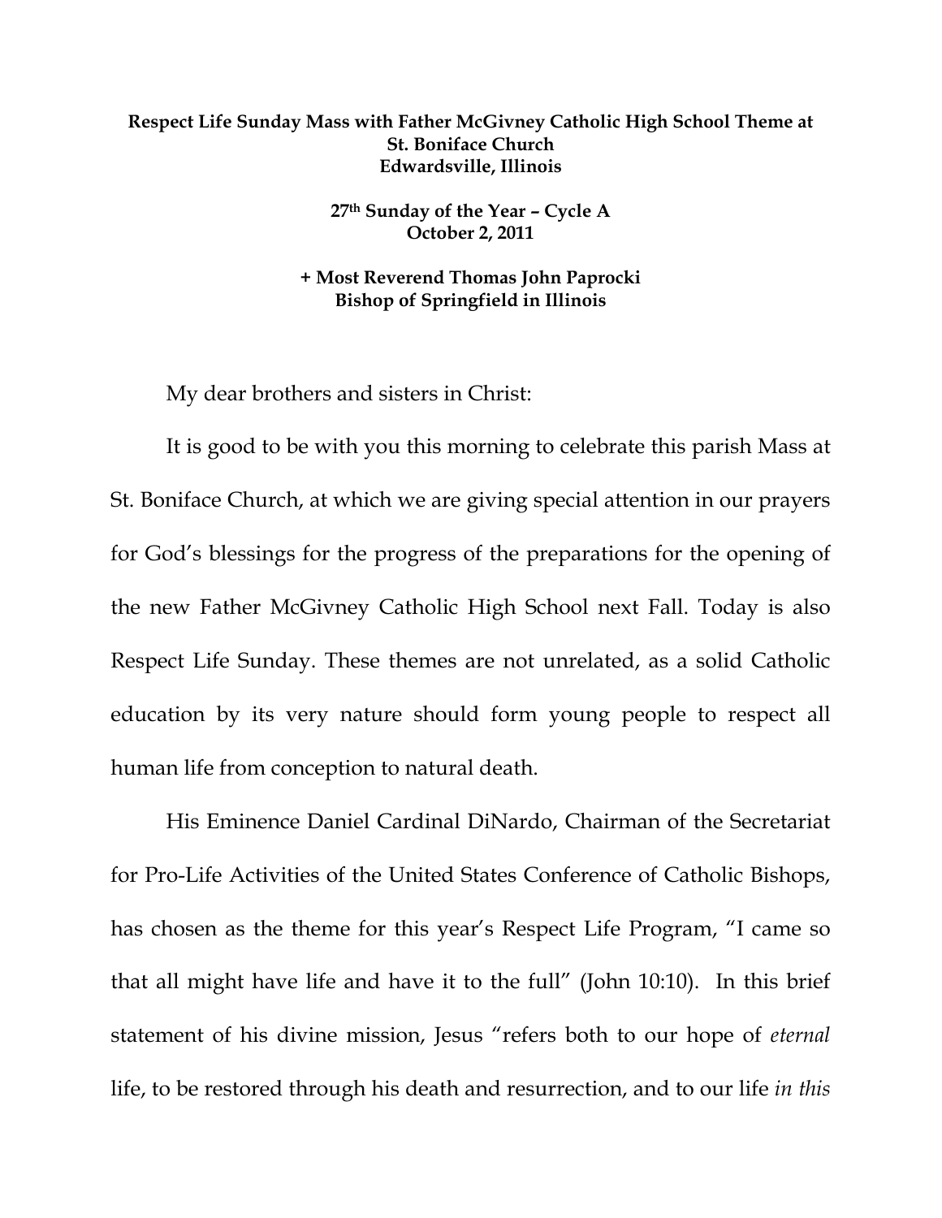**Respect Life Sunday Mass with Father McGivney Catholic High School Theme at St. Boniface Church**
**Edwardsville, Illinois**

**27th Sunday of the Year – Cycle A**
**October 2, 2011**

**+ Most Reverend Thomas John Paprocki**
**Bishop of Springfield in Illinois**

My dear brothers and sisters in Christ:

It is good to be with you this morning to celebrate this parish Mass at St. Boniface Church, at which we are giving special attention in our prayers for God's blessings for the progress of the preparations for the opening of the new Father McGivney Catholic High School next Fall. Today is also Respect Life Sunday. These themes are not unrelated, as a solid Catholic education by its very nature should form young people to respect all human life from conception to natural death.

His Eminence Daniel Cardinal DiNardo, Chairman of the Secretariat for Pro-Life Activities of the United States Conference of Catholic Bishops, has chosen as the theme for this year's Respect Life Program, "I came so that all might have life and have it to the full" (John 10:10). In this brief statement of his divine mission, Jesus "refers both to our hope of *eternal* life, to be restored through his death and resurrection, and to our life *in this*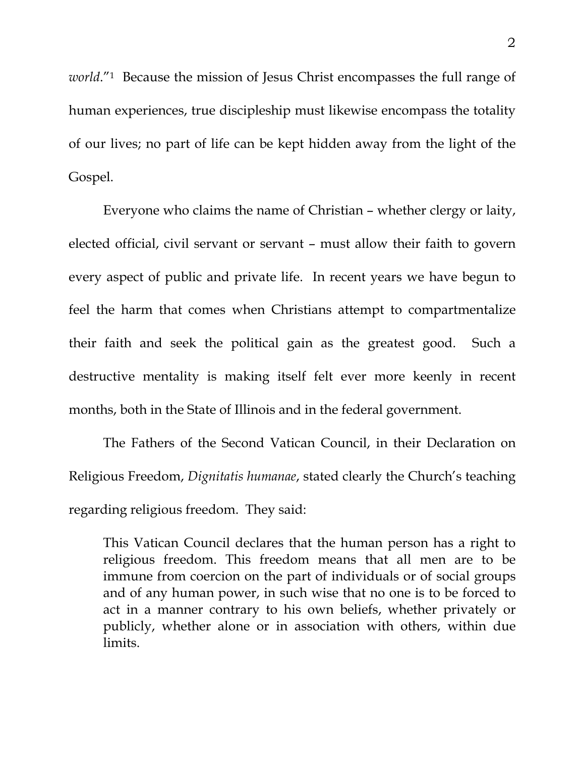*world*."[1] Because the mission of Jesus Christ encompasses the full range of human experiences, true discipleship must likewise encompass the totality of our lives; no part of life can be kept hidden away from the light of the Gospel.

Everyone who claims the name of Christian – whether clergy or laity, elected official, civil servant or servant – must allow their faith to govern every aspect of public and private life. In recent years we have begun to feel the harm that comes when Christians attempt to compartmentalize their faith and seek the political gain as the greatest good. Such a destructive mentality is making itself felt ever more keenly in recent months, both in the State of Illinois and in the federal government.

The Fathers of the Second Vatican Council, in their Declaration on Religious Freedom, *Dignitatis humanae*, stated clearly the Church's teaching regarding religious freedom. They said:

> This Vatican Council declares that the human person has a right to religious freedom. This freedom means that all men are to be immune from coercion on the part of individuals or of social groups and of any human power, in such wise that no one is to be forced to act in a manner contrary to his own beliefs, whether privately or publicly, whether alone or in association with others, within due limits.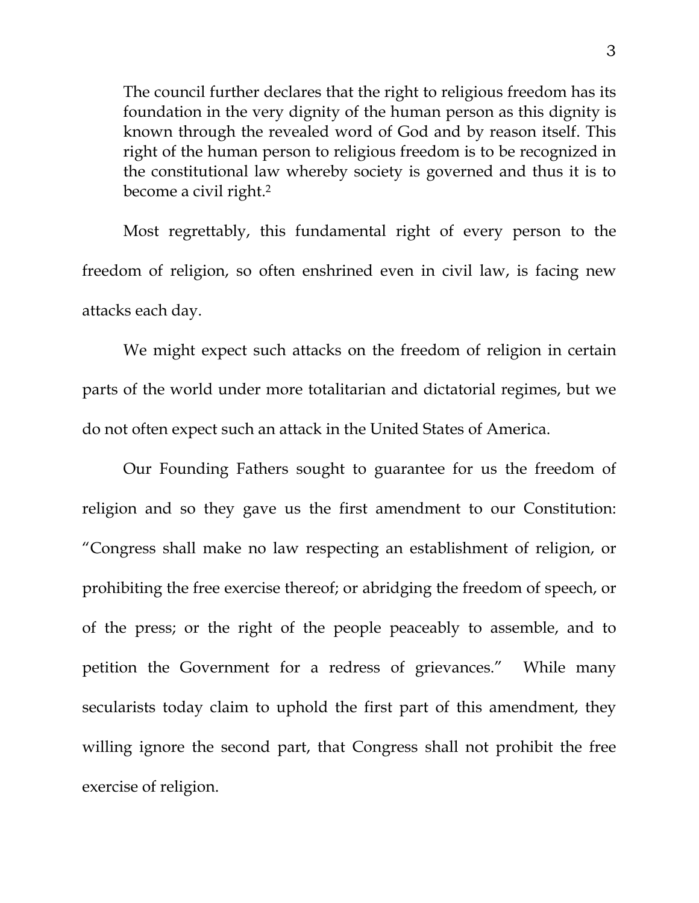> The council further declares that the right to religious freedom has its foundation in the very dignity of the human person as this dignity is known through the revealed word of God and by reason itself. This right of the human person to religious freedom is to be recognized in the constitutional law whereby society is governed and thus it is to become a civil right.[2]

Most regrettably, this fundamental right of every person to the freedom of religion, so often enshrined even in civil law, is facing new attacks each day.

We might expect such attacks on the freedom of religion in certain parts of the world under more totalitarian and dictatorial regimes, but we do not often expect such an attack in the United States of America.

Our Founding Fathers sought to guarantee for us the freedom of religion and so they gave us the first amendment to our Constitution: "Congress shall make no law respecting an establishment of religion, or prohibiting the free exercise thereof; or abridging the freedom of speech, or of the press; or the right of the people peaceably to assemble, and to petition the Government for a redress of grievances." While many secularists today claim to uphold the first part of this amendment, they willing ignore the second part, that Congress shall not prohibit the free exercise of religion.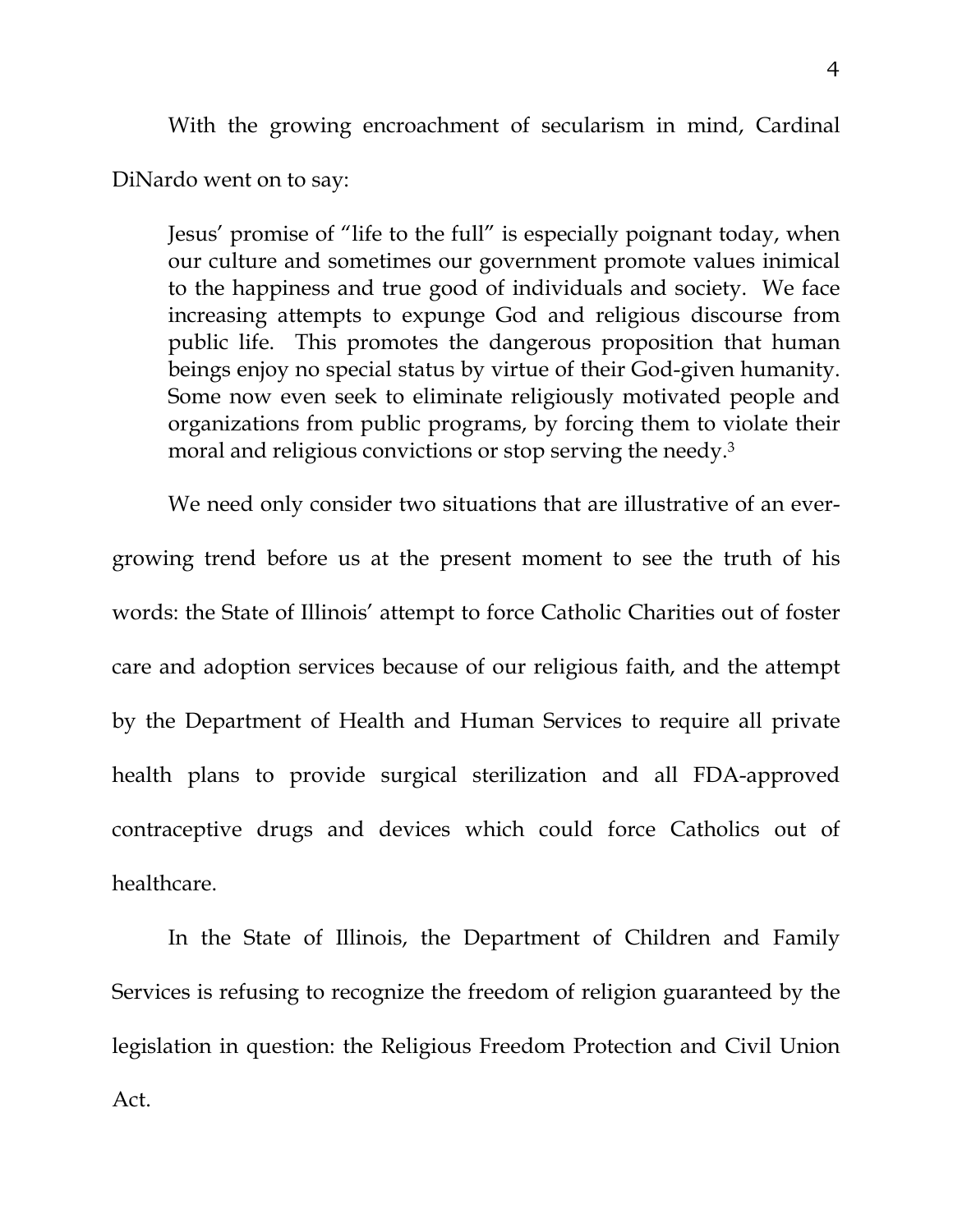With the growing encroachment of secularism in mind, Cardinal DiNardo went on to say:

> Jesus' promise of "life to the full" is especially poignant today, when our culture and sometimes our government promote values inimical to the happiness and true good of individuals and society. We face increasing attempts to expunge God and religious discourse from public life. This promotes the dangerous proposition that human beings enjoy no special status by virtue of their God-given humanity. Some now even seek to eliminate religiously motivated people and organizations from public programs, by forcing them to violate their moral and religious convictions or stop serving the needy.[3]

We need only consider two situations that are illustrative of an ever-growing trend before us at the present moment to see the truth of his words: the State of Illinois' attempt to force Catholic Charities out of foster care and adoption services because of our religious faith, and the attempt by the Department of Health and Human Services to require all private health plans to provide surgical sterilization and all FDA-approved contraceptive drugs and devices which could force Catholics out of healthcare.

In the State of Illinois, the Department of Children and Family Services is refusing to recognize the freedom of religion guaranteed by the legislation in question: the Religious Freedom Protection and Civil Union Act.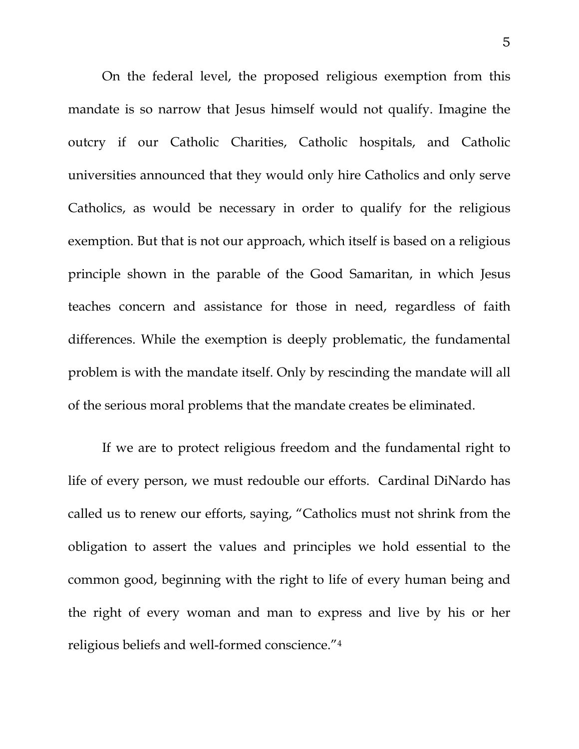On the federal level, the proposed religious exemption from this mandate is so narrow that Jesus himself would not qualify. Imagine the outcry if our Catholic Charities, Catholic hospitals, and Catholic universities announced that they would only hire Catholics and only serve Catholics, as would be necessary in order to qualify for the religious exemption. But that is not our approach, which itself is based on a religious principle shown in the parable of the Good Samaritan, in which Jesus teaches concern and assistance for those in need, regardless of faith differences. While the exemption is deeply problematic, the fundamental problem is with the mandate itself. Only by rescinding the mandate will all of the serious moral problems that the mandate creates be eliminated.

If we are to protect religious freedom and the fundamental right to life of every person, we must redouble our efforts. Cardinal DiNardo has called us to renew our efforts, saying, "Catholics must not shrink from the obligation to assert the values and principles we hold essential to the common good, beginning with the right to life of every human being and the right of every woman and man to express and live by his or her religious beliefs and well-formed conscience."[4]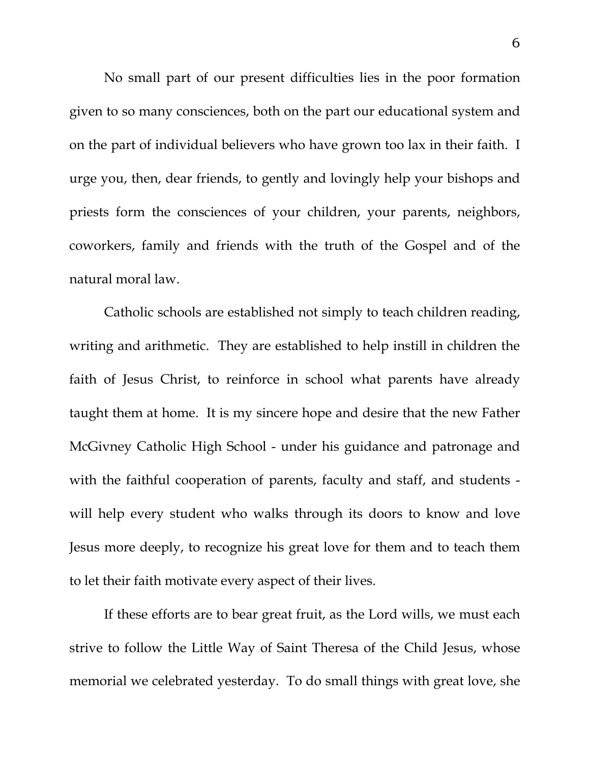No small part of our present difficulties lies in the poor formation given to so many consciences, both on the part our educational system and on the part of individual believers who have grown too lax in their faith. I urge you, then, dear friends, to gently and lovingly help your bishops and priests form the consciences of your children, your parents, neighbors, coworkers, family and friends with the truth of the Gospel and of the natural moral law.

Catholic schools are established not simply to teach children reading, writing and arithmetic. They are established to help instill in children the faith of Jesus Christ, to reinforce in school what parents have already taught them at home. It is my sincere hope and desire that the new Father McGivney Catholic High School - under his guidance and patronage and with the faithful cooperation of parents, faculty and staff, and students - will help every student who walks through its doors to know and love Jesus more deeply, to recognize his great love for them and to teach them to let their faith motivate every aspect of their lives.

If these efforts are to bear great fruit, as the Lord wills, we must each strive to follow the Little Way of Saint Theresa of the Child Jesus, whose memorial we celebrated yesterday. To do small things with great love, she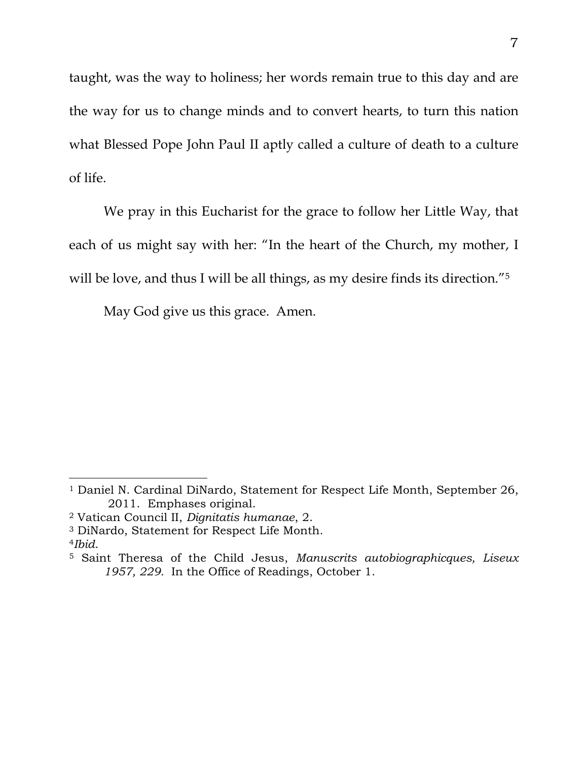taught, was the way to holiness; her words remain true to this day and are the way for us to change minds and to convert hearts, to turn this nation what Blessed Pope John Paul II aptly called a culture of death to a culture of life.

We pray in this Eucharist for the grace to follow her Little Way, that each of us might say with her: "In the heart of the Church, my mother, I will be love, and thus I will be all things, as my desire finds its direction."[5]

May God give us this grace. Amen.

---

[1] Daniel N. Cardinal DiNardo, Statement for Respect Life Month, September 26, 2011. Emphases original.

[2] Vatican Council II, *Dignitatis humanae*, 2.

[3] DiNardo, Statement for Respect Life Month.

[4] *Ibid.*

[5] Saint Theresa of the Child Jesus, *Manuscrits autobiographicques, Liseux 1957, 229.* In the Office of Readings, October 1.